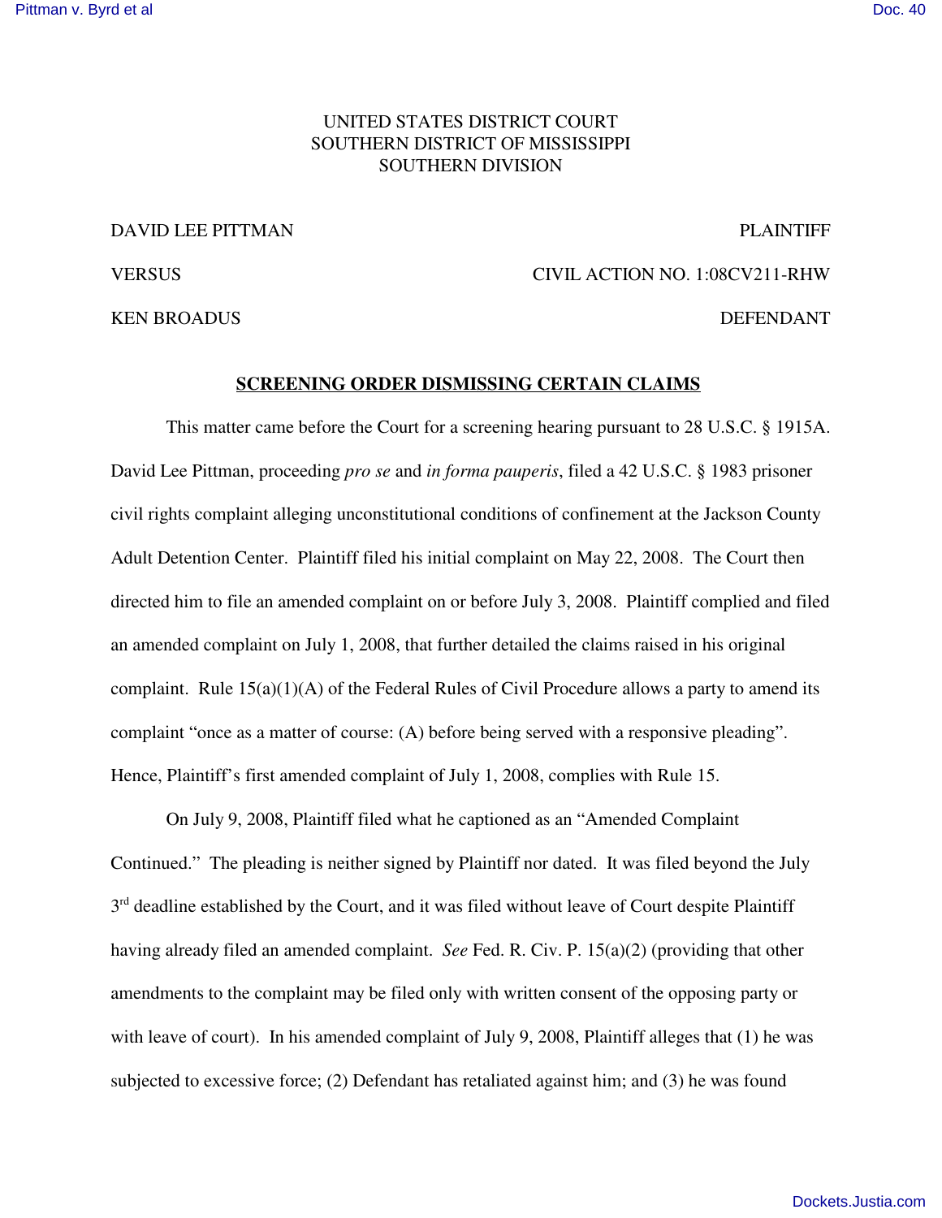UNITED STATES DISTRICT COURT
SOUTHERN DISTRICT OF MISSISSIPPI
SOUTHERN DIVISION

DAVID LEE PITTMAN — PLAINTIFF

VERSUS — CIVIL ACTION NO. 1:08CV211-RHW

KEN BROADUS — DEFENDANT

## SCREENING ORDER DISMISSING CERTAIN CLAIMS

This matter came before the Court for a screening hearing pursuant to 28 U.S.C. § 1915A. David Lee Pittman, proceeding *pro se* and *in forma pauperis*, filed a 42 U.S.C. § 1983 prisoner civil rights complaint alleging unconstitutional conditions of confinement at the Jackson County Adult Detention Center. Plaintiff filed his initial complaint on May 22, 2008. The Court then directed him to file an amended complaint on or before July 3, 2008. Plaintiff complied and filed an amended complaint on July 1, 2008, that further detailed the claims raised in his original complaint. Rule 15(a)(1)(A) of the Federal Rules of Civil Procedure allows a party to amend its complaint "once as a matter of course: (A) before being served with a responsive pleading". Hence, Plaintiff's first amended complaint of July 1, 2008, complies with Rule 15.

On July 9, 2008, Plaintiff filed what he captioned as an "Amended Complaint Continued." The pleading is neither signed by Plaintiff nor dated. It was filed beyond the July 3rd deadline established by the Court, and it was filed without leave of Court despite Plaintiff having already filed an amended complaint. *See* Fed. R. Civ. P. 15(a)(2) (providing that other amendments to the complaint may be filed only with written consent of the opposing party or with leave of court). In his amended complaint of July 9, 2008, Plaintiff alleges that (1) he was subjected to excessive force; (2) Defendant has retaliated against him; and (3) he was found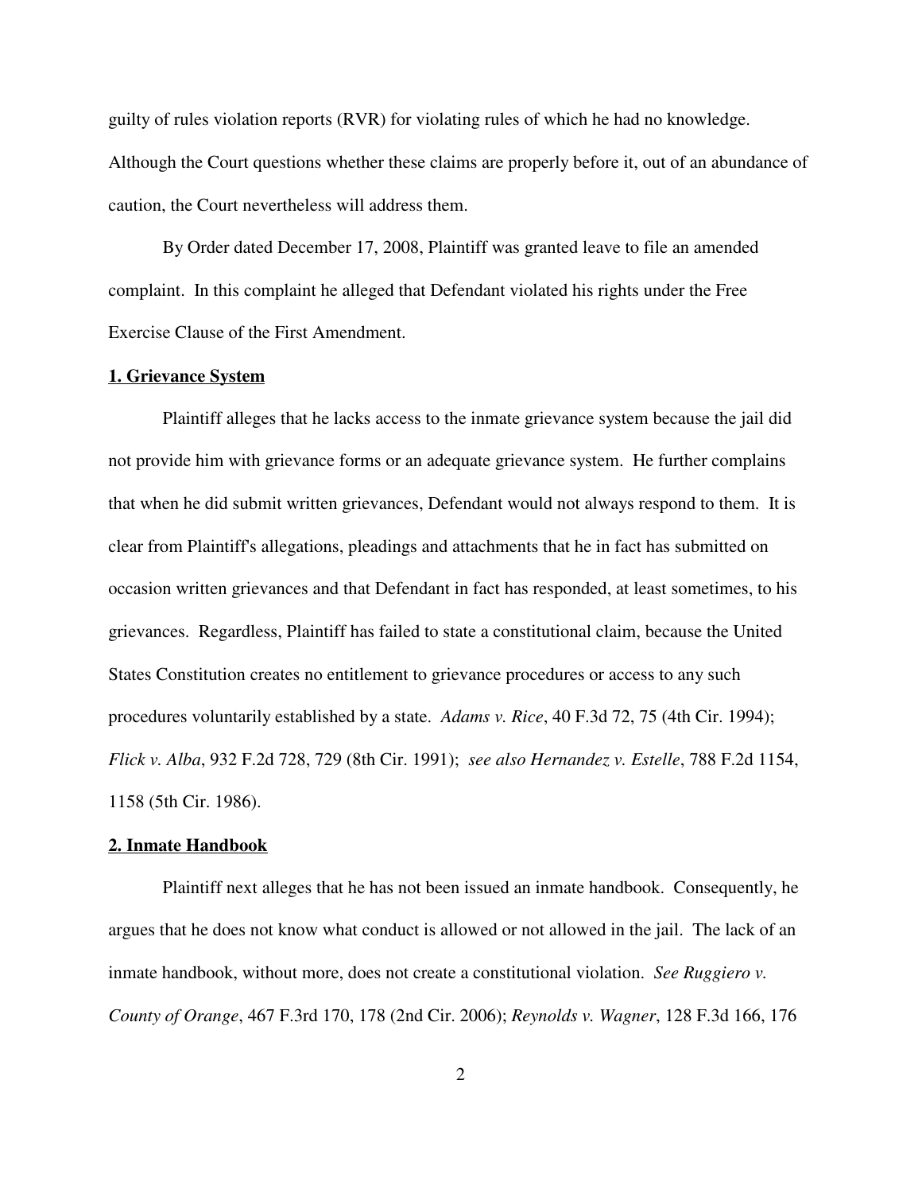guilty of rules violation reports (RVR) for violating rules of which he had no knowledge. Although the Court questions whether these claims are properly before it, out of an abundance of caution, the Court nevertheless will address them.

By Order dated December 17, 2008, Plaintiff was granted leave to file an amended complaint. In this complaint he alleged that Defendant violated his rights under the Free Exercise Clause of the First Amendment.

**1. Grievance System**

Plaintiff alleges that he lacks access to the inmate grievance system because the jail did not provide him with grievance forms or an adequate grievance system. He further complains that when he did submit written grievances, Defendant would not always respond to them. It is clear from Plaintiff's allegations, pleadings and attachments that he in fact has submitted on occasion written grievances and that Defendant in fact has responded, at least sometimes, to his grievances. Regardless, Plaintiff has failed to state a constitutional claim, because the United States Constitution creates no entitlement to grievance procedures or access to any such procedures voluntarily established by a state. *Adams v. Rice*, 40 F.3d 72, 75 (4th Cir. 1994); *Flick v. Alba*, 932 F.2d 728, 729 (8th Cir. 1991); *see also Hernandez v. Estelle*, 788 F.2d 1154, 1158 (5th Cir. 1986).

**2. Inmate Handbook**

Plaintiff next alleges that he has not been issued an inmate handbook. Consequently, he argues that he does not know what conduct is allowed or not allowed in the jail. The lack of an inmate handbook, without more, does not create a constitutional violation. *See Ruggiero v. County of Orange*, 467 F.3rd 170, 178 (2nd Cir. 2006); *Reynolds v. Wagner*, 128 F.3d 166, 176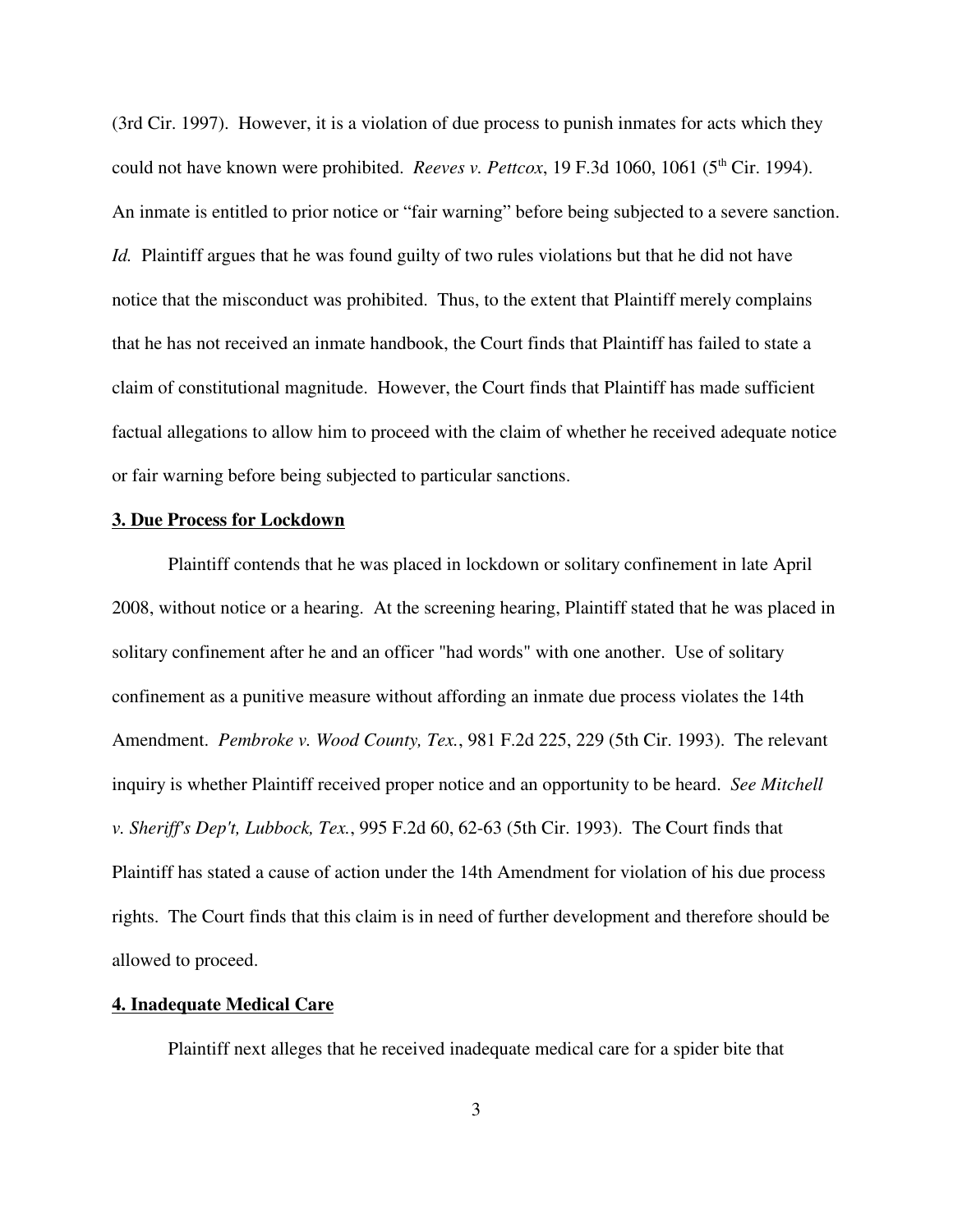(3rd Cir. 1997). However, it is a violation of due process to punish inmates for acts which they could not have known were prohibited. *Reeves v. Pettcox*, 19 F.3d 1060, 1061 (5th Cir. 1994). An inmate is entitled to prior notice or "fair warning" before being subjected to a severe sanction. *Id.* Plaintiff argues that he was found guilty of two rules violations but that he did not have notice that the misconduct was prohibited. Thus, to the extent that Plaintiff merely complains that he has not received an inmate handbook, the Court finds that Plaintiff has failed to state a claim of constitutional magnitude. However, the Court finds that Plaintiff has made sufficient factual allegations to allow him to proceed with the claim of whether he received adequate notice or fair warning before being subjected to particular sanctions.

**3. Due Process for Lockdown**

Plaintiff contends that he was placed in lockdown or solitary confinement in late April 2008, without notice or a hearing. At the screening hearing, Plaintiff stated that he was placed in solitary confinement after he and an officer "had words" with one another. Use of solitary confinement as a punitive measure without affording an inmate due process violates the 14th Amendment. *Pembroke v. Wood County, Tex.*, 981 F.2d 225, 229 (5th Cir. 1993). The relevant inquiry is whether Plaintiff received proper notice and an opportunity to be heard. *See Mitchell v. Sheriff's Dep't, Lubbock, Tex.*, 995 F.2d 60, 62-63 (5th Cir. 1993). The Court finds that Plaintiff has stated a cause of action under the 14th Amendment for violation of his due process rights. The Court finds that this claim is in need of further development and therefore should be allowed to proceed.

**4. Inadequate Medical Care**

Plaintiff next alleges that he received inadequate medical care for a spider bite that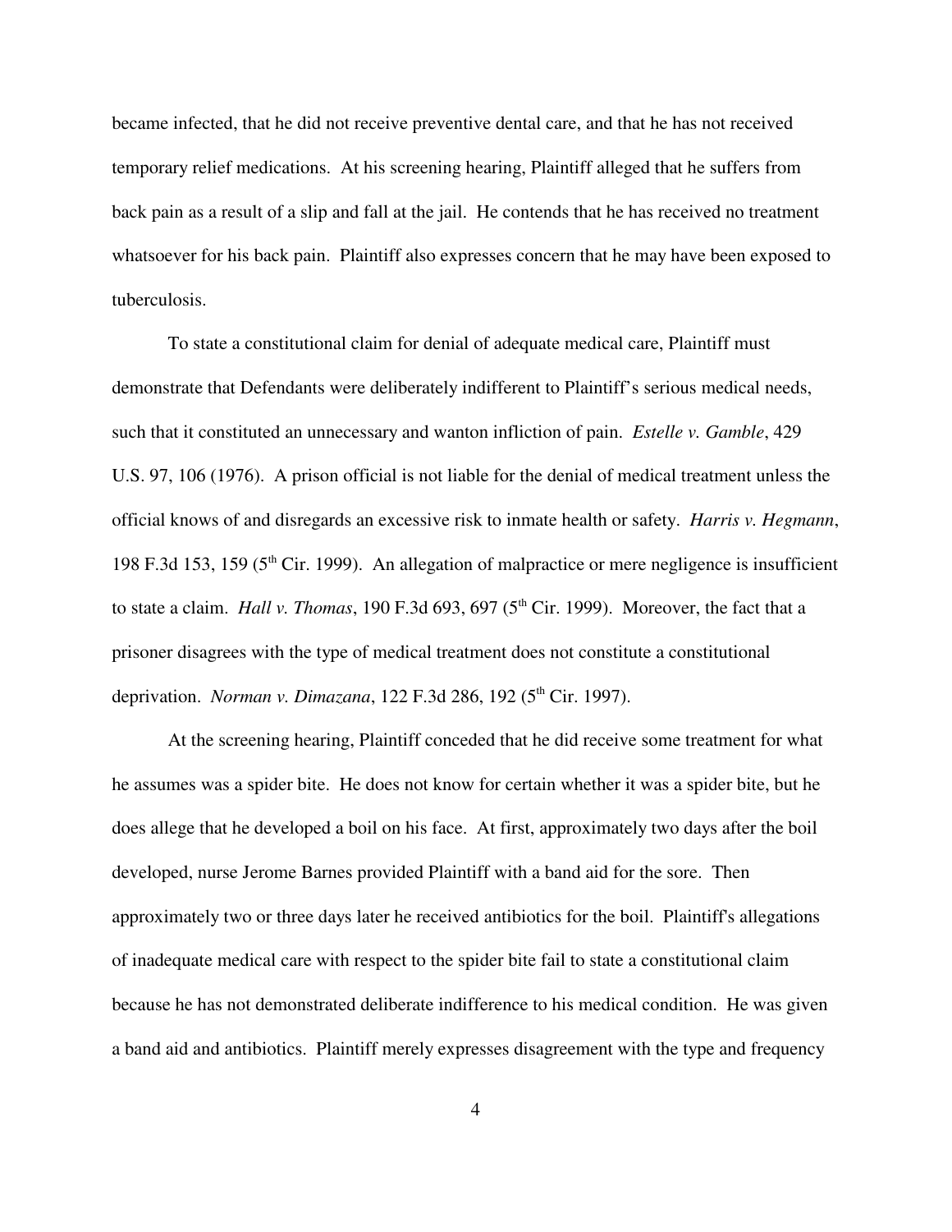became infected, that he did not receive preventive dental care, and that he has not received temporary relief medications. At his screening hearing, Plaintiff alleged that he suffers from back pain as a result of a slip and fall at the jail. He contends that he has received no treatment whatsoever for his back pain. Plaintiff also expresses concern that he may have been exposed to tuberculosis.

To state a constitutional claim for denial of adequate medical care, Plaintiff must demonstrate that Defendants were deliberately indifferent to Plaintiff's serious medical needs, such that it constituted an unnecessary and wanton infliction of pain. *Estelle v. Gamble*, 429 U.S. 97, 106 (1976). A prison official is not liable for the denial of medical treatment unless the official knows of and disregards an excessive risk to inmate health or safety. *Harris v. Hegmann*, 198 F.3d 153, 159 (5th Cir. 1999). An allegation of malpractice or mere negligence is insufficient to state a claim. *Hall v. Thomas*, 190 F.3d 693, 697 (5th Cir. 1999). Moreover, the fact that a prisoner disagrees with the type of medical treatment does not constitute a constitutional deprivation. *Norman v. Dimazana*, 122 F.3d 286, 192 (5th Cir. 1997).

At the screening hearing, Plaintiff conceded that he did receive some treatment for what he assumes was a spider bite. He does not know for certain whether it was a spider bite, but he does allege that he developed a boil on his face. At first, approximately two days after the boil developed, nurse Jerome Barnes provided Plaintiff with a band aid for the sore. Then approximately two or three days later he received antibiotics for the boil. Plaintiff's allegations of inadequate medical care with respect to the spider bite fail to state a constitutional claim because he has not demonstrated deliberate indifference to his medical condition. He was given a band aid and antibiotics. Plaintiff merely expresses disagreement with the type and frequency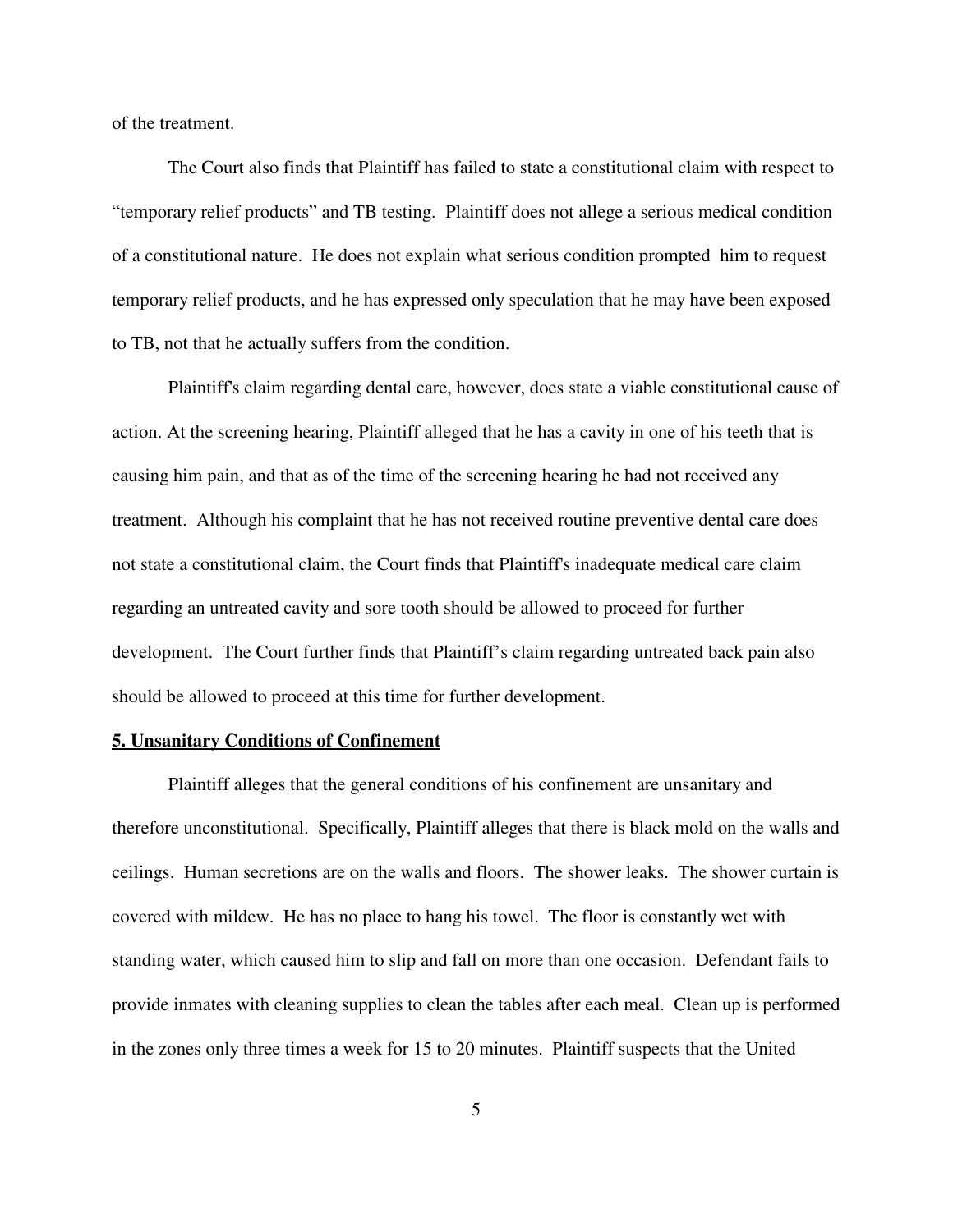of the treatment.

The Court also finds that Plaintiff has failed to state a constitutional claim with respect to "temporary relief products" and TB testing. Plaintiff does not allege a serious medical condition of a constitutional nature. He does not explain what serious condition prompted him to request temporary relief products, and he has expressed only speculation that he may have been exposed to TB, not that he actually suffers from the condition.

Plaintiff's claim regarding dental care, however, does state a viable constitutional cause of action. At the screening hearing, Plaintiff alleged that he has a cavity in one of his teeth that is causing him pain, and that as of the time of the screening hearing he had not received any treatment. Although his complaint that he has not received routine preventive dental care does not state a constitutional claim, the Court finds that Plaintiff's inadequate medical care claim regarding an untreated cavity and sore tooth should be allowed to proceed for further development. The Court further finds that Plaintiff's claim regarding untreated back pain also should be allowed to proceed at this time for further development.

**5. Unsanitary Conditions of Confinement**

Plaintiff alleges that the general conditions of his confinement are unsanitary and therefore unconstitutional. Specifically, Plaintiff alleges that there is black mold on the walls and ceilings. Human secretions are on the walls and floors. The shower leaks. The shower curtain is covered with mildew. He has no place to hang his towel. The floor is constantly wet with standing water, which caused him to slip and fall on more than one occasion. Defendant fails to provide inmates with cleaning supplies to clean the tables after each meal. Clean up is performed in the zones only three times a week for 15 to 20 minutes. Plaintiff suspects that the United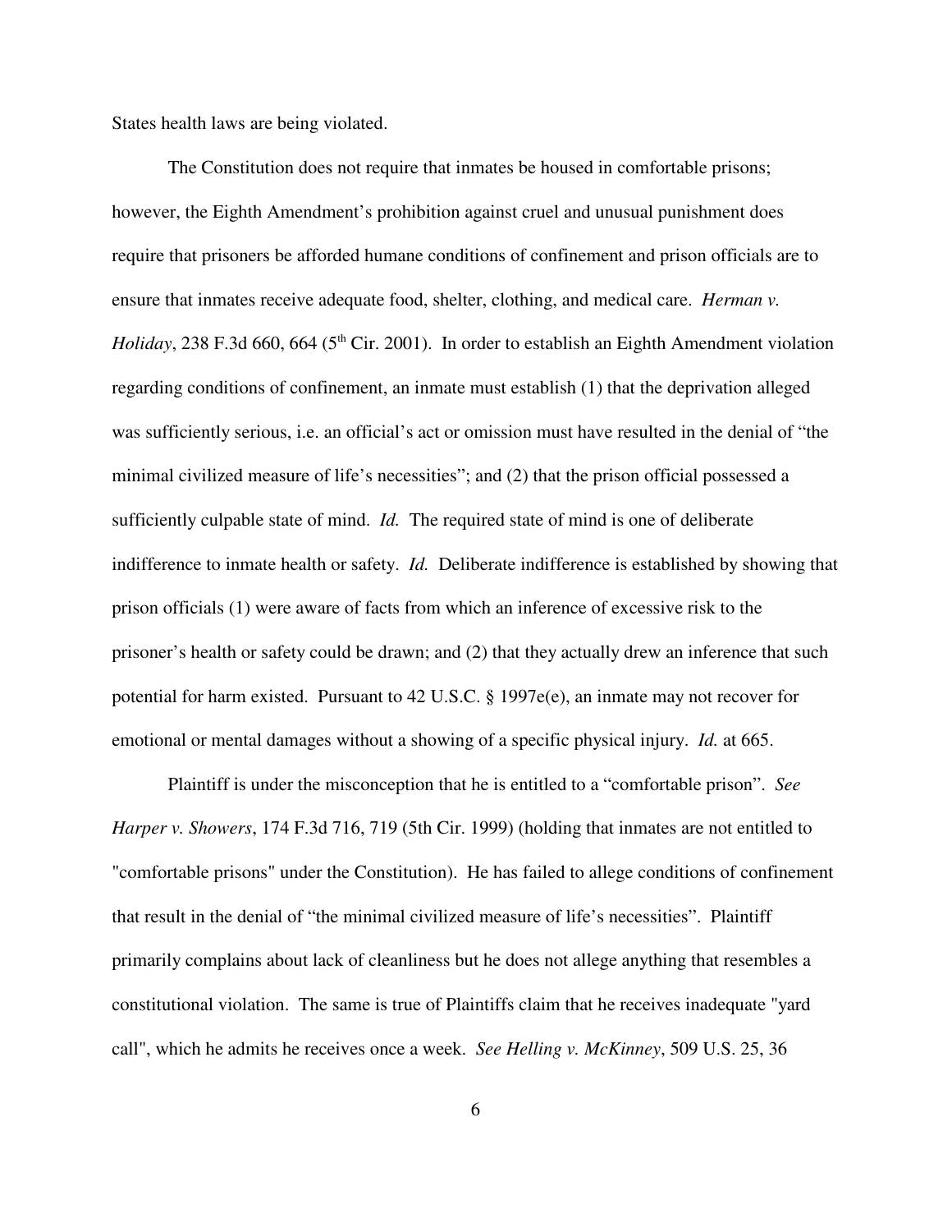States health laws are being violated.

The Constitution does not require that inmates be housed in comfortable prisons; however, the Eighth Amendment's prohibition against cruel and unusual punishment does require that prisoners be afforded humane conditions of confinement and prison officials are to ensure that inmates receive adequate food, shelter, clothing, and medical care. *Herman v. Holiday*, 238 F.3d 660, 664 (5th Cir. 2001). In order to establish an Eighth Amendment violation regarding conditions of confinement, an inmate must establish (1) that the deprivation alleged was sufficiently serious, i.e. an official's act or omission must have resulted in the denial of "the minimal civilized measure of life's necessities"; and (2) that the prison official possessed a sufficiently culpable state of mind. *Id.* The required state of mind is one of deliberate indifference to inmate health or safety. *Id.* Deliberate indifference is established by showing that prison officials (1) were aware of facts from which an inference of excessive risk to the prisoner's health or safety could be drawn; and (2) that they actually drew an inference that such potential for harm existed. Pursuant to 42 U.S.C. § 1997e(e), an inmate may not recover for emotional or mental damages without a showing of a specific physical injury. *Id.* at 665.

Plaintiff is under the misconception that he is entitled to a "comfortable prison". *See Harper v. Showers*, 174 F.3d 716, 719 (5th Cir. 1999) (holding that inmates are not entitled to "comfortable prisons" under the Constitution). He has failed to allege conditions of confinement that result in the denial of "the minimal civilized measure of life's necessities". Plaintiff primarily complains about lack of cleanliness but he does not allege anything that resembles a constitutional violation. The same is true of Plaintiffs claim that he receives inadequate "yard call", which he admits he receives once a week. *See Helling v. McKinney*, 509 U.S. 25, 36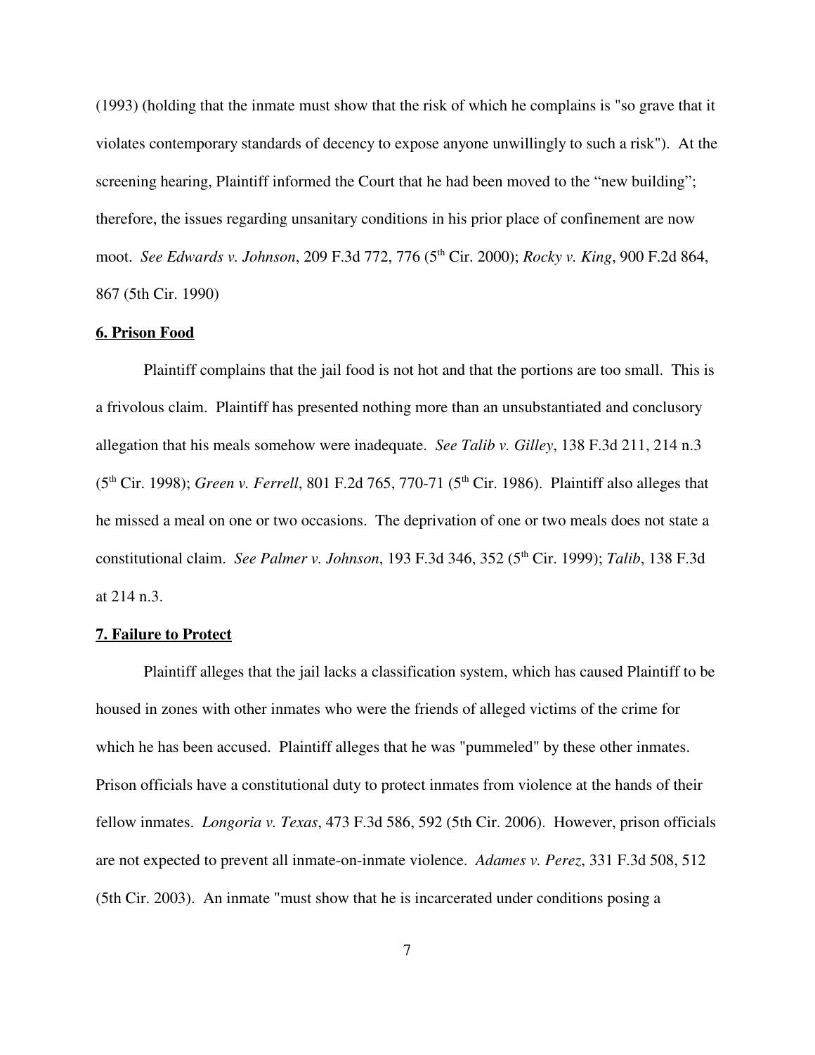(1993) (holding that the inmate must show that the risk of which he complains is "so grave that it violates contemporary standards of decency to expose anyone unwillingly to such a risk"). At the screening hearing, Plaintiff informed the Court that he had been moved to the "new building"; therefore, the issues regarding unsanitary conditions in his prior place of confinement are now moot. *See Edwards v. Johnson*, 209 F.3d 772, 776 (5th Cir. 2000); *Rocky v. King*, 900 F.2d 864, 867 (5th Cir. 1990)

**6. Prison Food**

Plaintiff complains that the jail food is not hot and that the portions are too small. This is a frivolous claim. Plaintiff has presented nothing more than an unsubstantiated and conclusory allegation that his meals somehow were inadequate. *See Talib v. Gilley*, 138 F.3d 211, 214 n.3 (5th Cir. 1998); *Green v. Ferrell*, 801 F.2d 765, 770-71 (5th Cir. 1986). Plaintiff also alleges that he missed a meal on one or two occasions. The deprivation of one or two meals does not state a constitutional claim. *See Palmer v. Johnson*, 193 F.3d 346, 352 (5th Cir. 1999); *Talib*, 138 F.3d at 214 n.3.

**7. Failure to Protect**

Plaintiff alleges that the jail lacks a classification system, which has caused Plaintiff to be housed in zones with other inmates who were the friends of alleged victims of the crime for which he has been accused. Plaintiff alleges that he was "pummeled" by these other inmates. Prison officials have a constitutional duty to protect inmates from violence at the hands of their fellow inmates. *Longoria v. Texas*, 473 F.3d 586, 592 (5th Cir. 2006). However, prison officials are not expected to prevent all inmate-on-inmate violence. *Adames v. Perez*, 331 F.3d 508, 512 (5th Cir. 2003). An inmate "must show that he is incarcerated under conditions posing a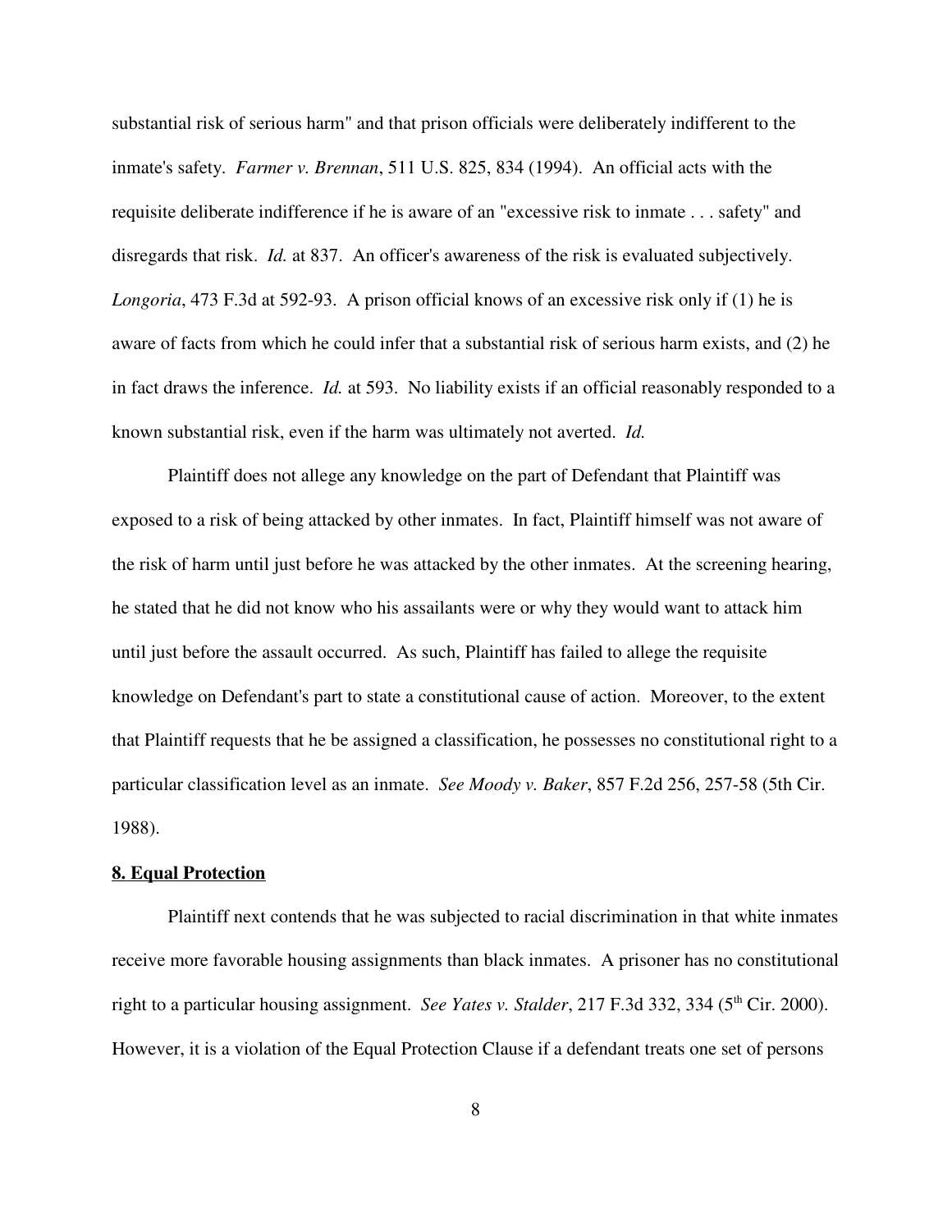substantial risk of serious harm" and that prison officials were deliberately indifferent to the inmate's safety. *Farmer v. Brennan*, 511 U.S. 825, 834 (1994). An official acts with the requisite deliberate indifference if he is aware of an "excessive risk to inmate . . . safety" and disregards that risk. *Id.* at 837. An officer's awareness of the risk is evaluated subjectively. *Longoria*, 473 F.3d at 592-93. A prison official knows of an excessive risk only if (1) he is aware of facts from which he could infer that a substantial risk of serious harm exists, and (2) he in fact draws the inference. *Id.* at 593. No liability exists if an official reasonably responded to a known substantial risk, even if the harm was ultimately not averted. *Id.*

Plaintiff does not allege any knowledge on the part of Defendant that Plaintiff was exposed to a risk of being attacked by other inmates. In fact, Plaintiff himself was not aware of the risk of harm until just before he was attacked by the other inmates. At the screening hearing, he stated that he did not know who his assailants were or why they would want to attack him until just before the assault occurred. As such, Plaintiff has failed to allege the requisite knowledge on Defendant's part to state a constitutional cause of action. Moreover, to the extent that Plaintiff requests that he be assigned a classification, he possesses no constitutional right to a particular classification level as an inmate. *See Moody v. Baker*, 857 F.2d 256, 257-58 (5th Cir. 1988).

**8. Equal Protection**

Plaintiff next contends that he was subjected to racial discrimination in that white inmates receive more favorable housing assignments than black inmates. A prisoner has no constitutional right to a particular housing assignment. *See Yates v. Stalder*, 217 F.3d 332, 334 (5th Cir. 2000). However, it is a violation of the Equal Protection Clause if a defendant treats one set of persons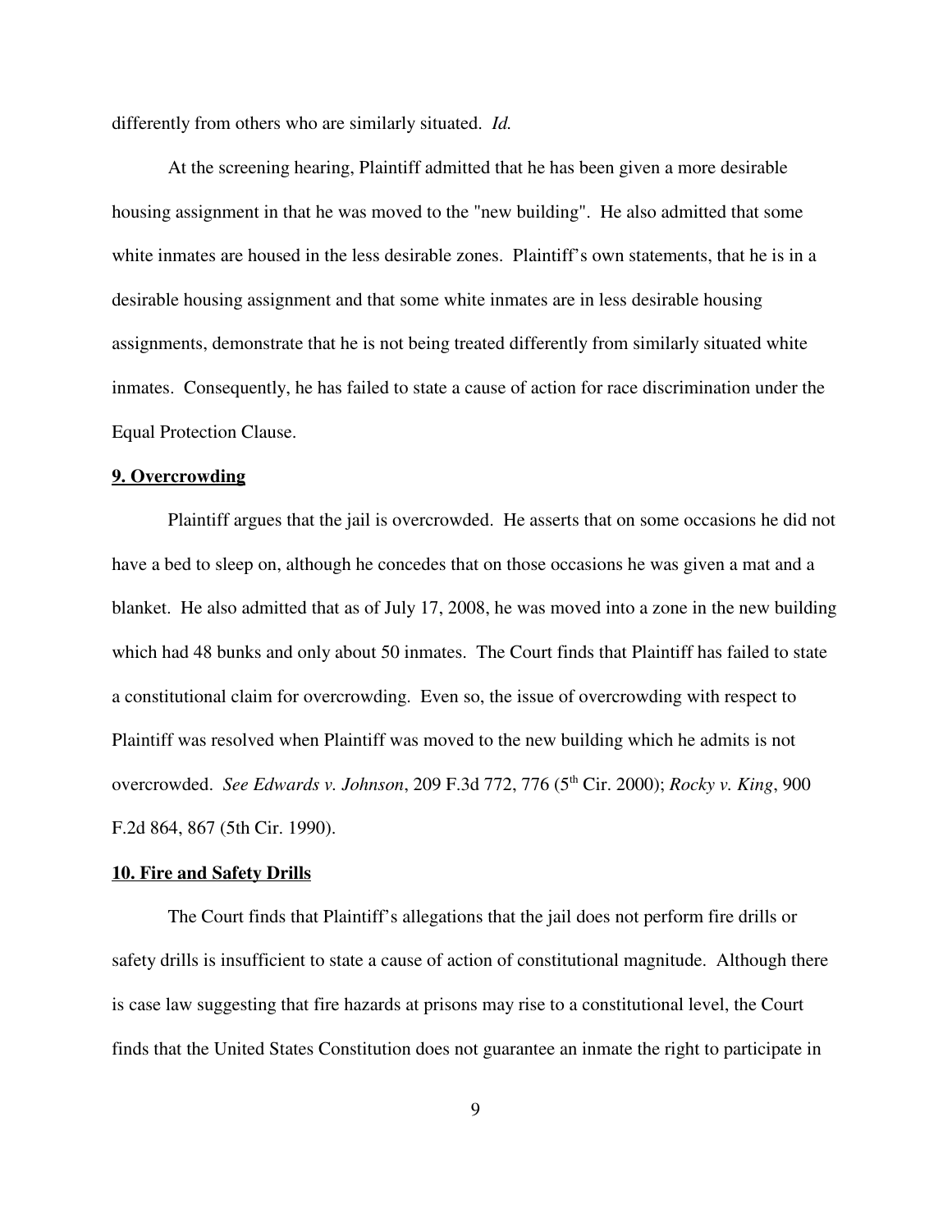differently from others who are similarly situated. *Id.*

At the screening hearing, Plaintiff admitted that he has been given a more desirable housing assignment in that he was moved to the "new building". He also admitted that some white inmates are housed in the less desirable zones. Plaintiff's own statements, that he is in a desirable housing assignment and that some white inmates are in less desirable housing assignments, demonstrate that he is not being treated differently from similarly situated white inmates. Consequently, he has failed to state a cause of action for race discrimination under the Equal Protection Clause.

**9. Overcrowding**

Plaintiff argues that the jail is overcrowded. He asserts that on some occasions he did not have a bed to sleep on, although he concedes that on those occasions he was given a mat and a blanket. He also admitted that as of July 17, 2008, he was moved into a zone in the new building which had 48 bunks and only about 50 inmates. The Court finds that Plaintiff has failed to state a constitutional claim for overcrowding. Even so, the issue of overcrowding with respect to Plaintiff was resolved when Plaintiff was moved to the new building which he admits is not overcrowded. *See Edwards v. Johnson*, 209 F.3d 772, 776 (5th Cir. 2000); *Rocky v. King*, 900 F.2d 864, 867 (5th Cir. 1990).

**10. Fire and Safety Drills**

The Court finds that Plaintiff's allegations that the jail does not perform fire drills or safety drills is insufficient to state a cause of action of constitutional magnitude. Although there is case law suggesting that fire hazards at prisons may rise to a constitutional level, the Court finds that the United States Constitution does not guarantee an inmate the right to participate in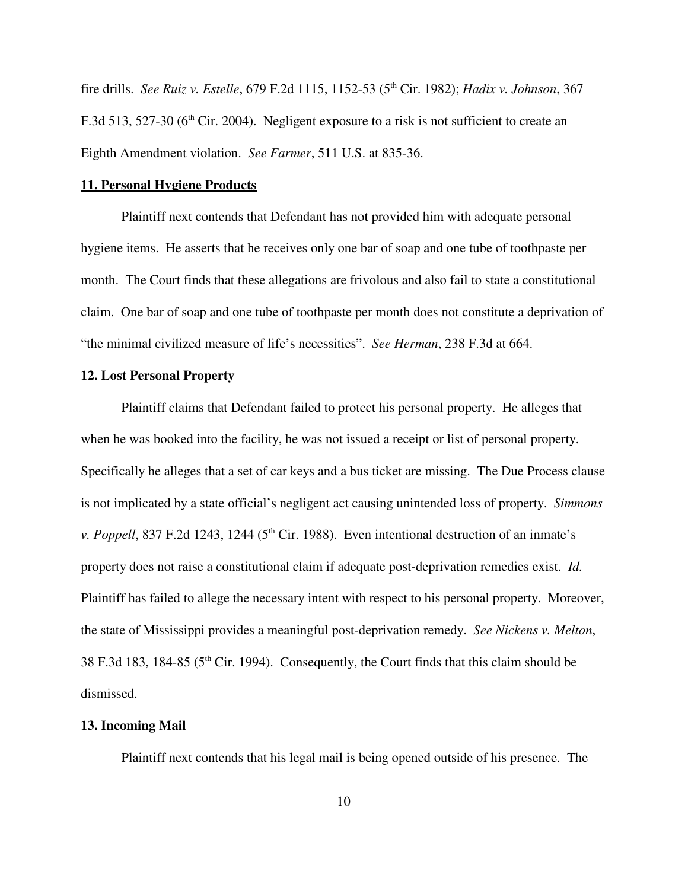fire drills. *See Ruiz v. Estelle*, 679 F.2d 1115, 1152-53 (5th Cir. 1982); *Hadix v. Johnson*, 367 F.3d 513, 527-30 (6th Cir. 2004). Negligent exposure to a risk is not sufficient to create an Eighth Amendment violation. *See Farmer*, 511 U.S. at 835-36.

**11. Personal Hygiene Products**

Plaintiff next contends that Defendant has not provided him with adequate personal hygiene items. He asserts that he receives only one bar of soap and one tube of toothpaste per month. The Court finds that these allegations are frivolous and also fail to state a constitutional claim. One bar of soap and one tube of toothpaste per month does not constitute a deprivation of "the minimal civilized measure of life's necessities". *See Herman*, 238 F.3d at 664.

**12. Lost Personal Property**

Plaintiff claims that Defendant failed to protect his personal property. He alleges that when he was booked into the facility, he was not issued a receipt or list of personal property. Specifically he alleges that a set of car keys and a bus ticket are missing. The Due Process clause is not implicated by a state official's negligent act causing unintended loss of property. *Simmons v. Poppell*, 837 F.2d 1243, 1244 (5th Cir. 1988). Even intentional destruction of an inmate's property does not raise a constitutional claim if adequate post-deprivation remedies exist. *Id.* Plaintiff has failed to allege the necessary intent with respect to his personal property. Moreover, the state of Mississippi provides a meaningful post-deprivation remedy. *See Nickens v. Melton*, 38 F.3d 183, 184-85 (5th Cir. 1994). Consequently, the Court finds that this claim should be dismissed.

**13. Incoming Mail**

Plaintiff next contends that his legal mail is being opened outside of his presence. The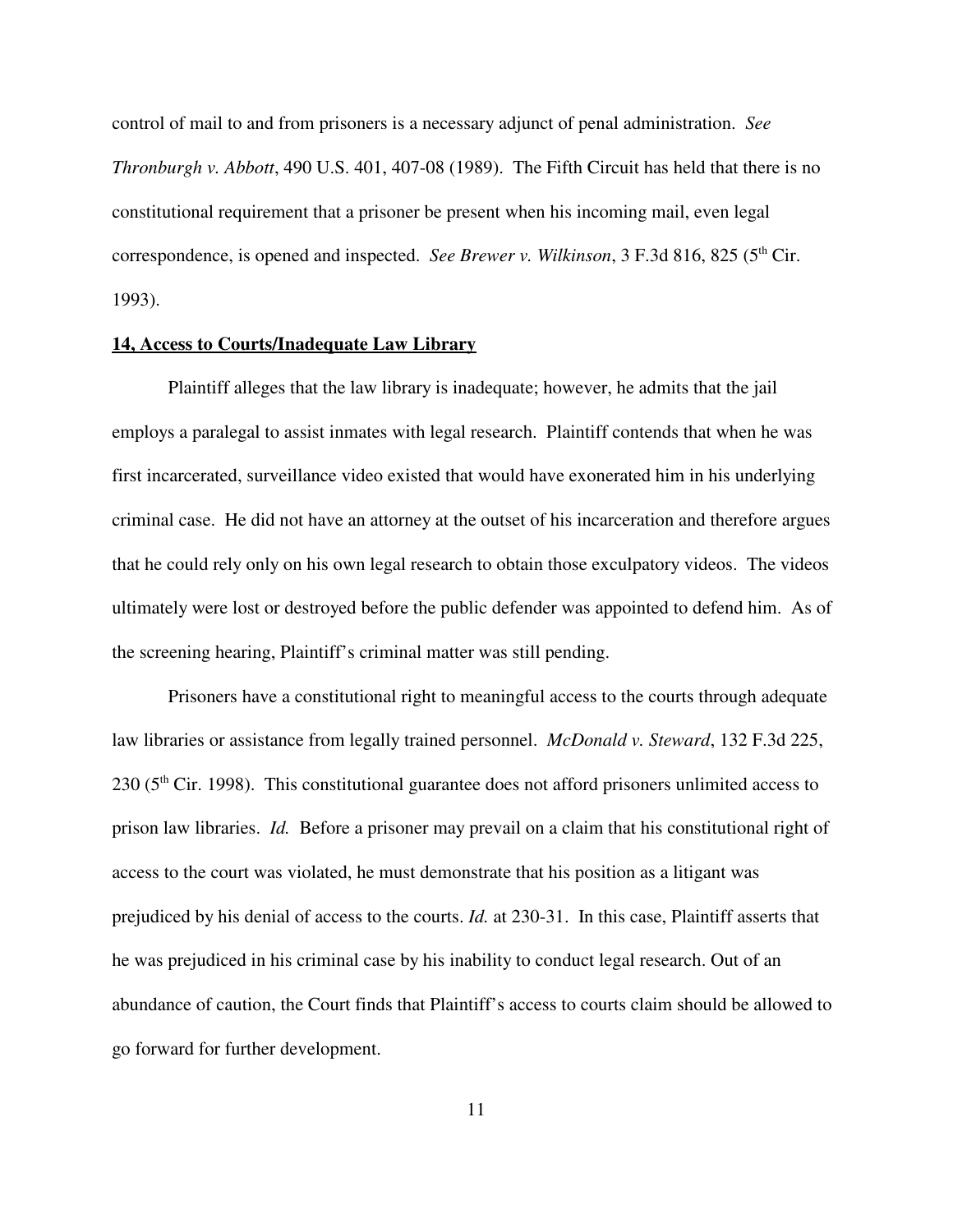control of mail to and from prisoners is a necessary adjunct of penal administration. *See Thronburgh v. Abbott*, 490 U.S. 401, 407-08 (1989). The Fifth Circuit has held that there is no constitutional requirement that a prisoner be present when his incoming mail, even legal correspondence, is opened and inspected. *See Brewer v. Wilkinson*, 3 F.3d 816, 825 (5th Cir. 1993).

**14, Access to Courts/Inadequate Law Library**

Plaintiff alleges that the law library is inadequate; however, he admits that the jail employs a paralegal to assist inmates with legal research. Plaintiff contends that when he was first incarcerated, surveillance video existed that would have exonerated him in his underlying criminal case. He did not have an attorney at the outset of his incarceration and therefore argues that he could rely only on his own legal research to obtain those exculpatory videos. The videos ultimately were lost or destroyed before the public defender was appointed to defend him. As of the screening hearing, Plaintiff's criminal matter was still pending.

Prisoners have a constitutional right to meaningful access to the courts through adequate law libraries or assistance from legally trained personnel. *McDonald v. Steward*, 132 F.3d 225, 230 (5th Cir. 1998). This constitutional guarantee does not afford prisoners unlimited access to prison law libraries. *Id.* Before a prisoner may prevail on a claim that his constitutional right of access to the court was violated, he must demonstrate that his position as a litigant was prejudiced by his denial of access to the courts. *Id.* at 230-31. In this case, Plaintiff asserts that he was prejudiced in his criminal case by his inability to conduct legal research. Out of an abundance of caution, the Court finds that Plaintiff's access to courts claim should be allowed to go forward for further development.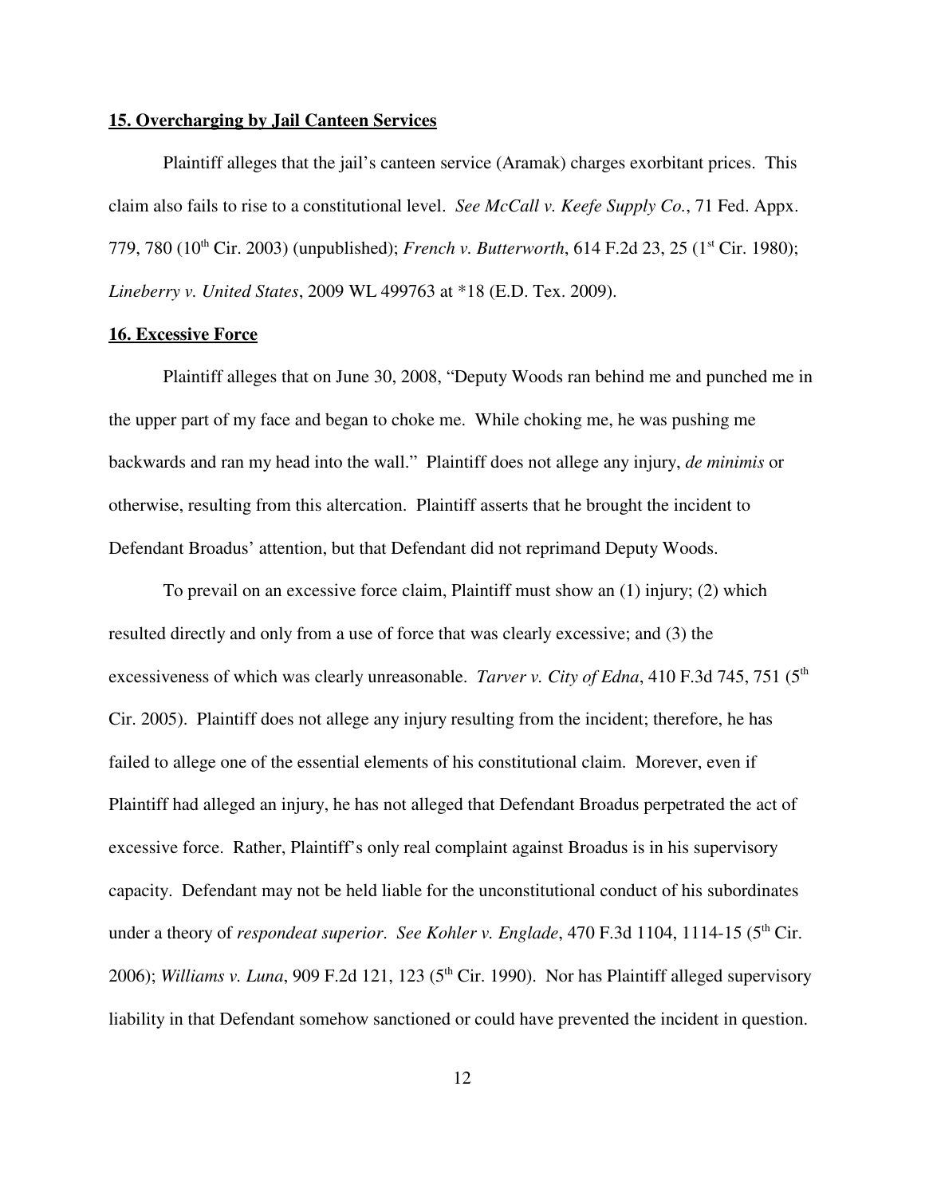**<u>15. Overcharging by Jail Canteen Services</u>**

Plaintiff alleges that the jail's canteen service (Aramak) charges exorbitant prices. This claim also fails to rise to a constitutional level. *See McCall v. Keefe Supply Co.*, 71 Fed. Appx. 779, 780 (10th Cir. 2003) (unpublished); *French v. Butterworth*, 614 F.2d 23, 25 (1st Cir. 1980); *Lineberry v. United States*, 2009 WL 499763 at *18 (E.D. Tex. 2009).

**<u>16. Excessive Force</u>**

Plaintiff alleges that on June 30, 2008, "Deputy Woods ran behind me and punched me in the upper part of my face and began to choke me. While choking me, he was pushing me backwards and ran my head into the wall." Plaintiff does not allege any injury, *de minimis* or otherwise, resulting from this altercation. Plaintiff asserts that he brought the incident to Defendant Broadus' attention, but that Defendant did not reprimand Deputy Woods.

To prevail on an excessive force claim, Plaintiff must show an (1) injury; (2) which resulted directly and only from a use of force that was clearly excessive; and (3) the excessiveness of which was clearly unreasonable. *Tarver v. City of Edna*, 410 F.3d 745, 751 (5th Cir. 2005). Plaintiff does not allege any injury resulting from the incident; therefore, he has failed to allege one of the essential elements of his constitutional claim. Morever, even if Plaintiff had alleged an injury, he has not alleged that Defendant Broadus perpetrated the act of excessive force. Rather, Plaintiff's only real complaint against Broadus is in his supervisory capacity. Defendant may not be held liable for the unconstitutional conduct of his subordinates under a theory of *respondeat superior*. *See Kohler v. Englade*, 470 F.3d 1104, 1114-15 (5th Cir. 2006); *Williams v. Luna*, 909 F.2d 121, 123 (5th Cir. 1990). Nor has Plaintiff alleged supervisory liability in that Defendant somehow sanctioned or could have prevented the incident in question.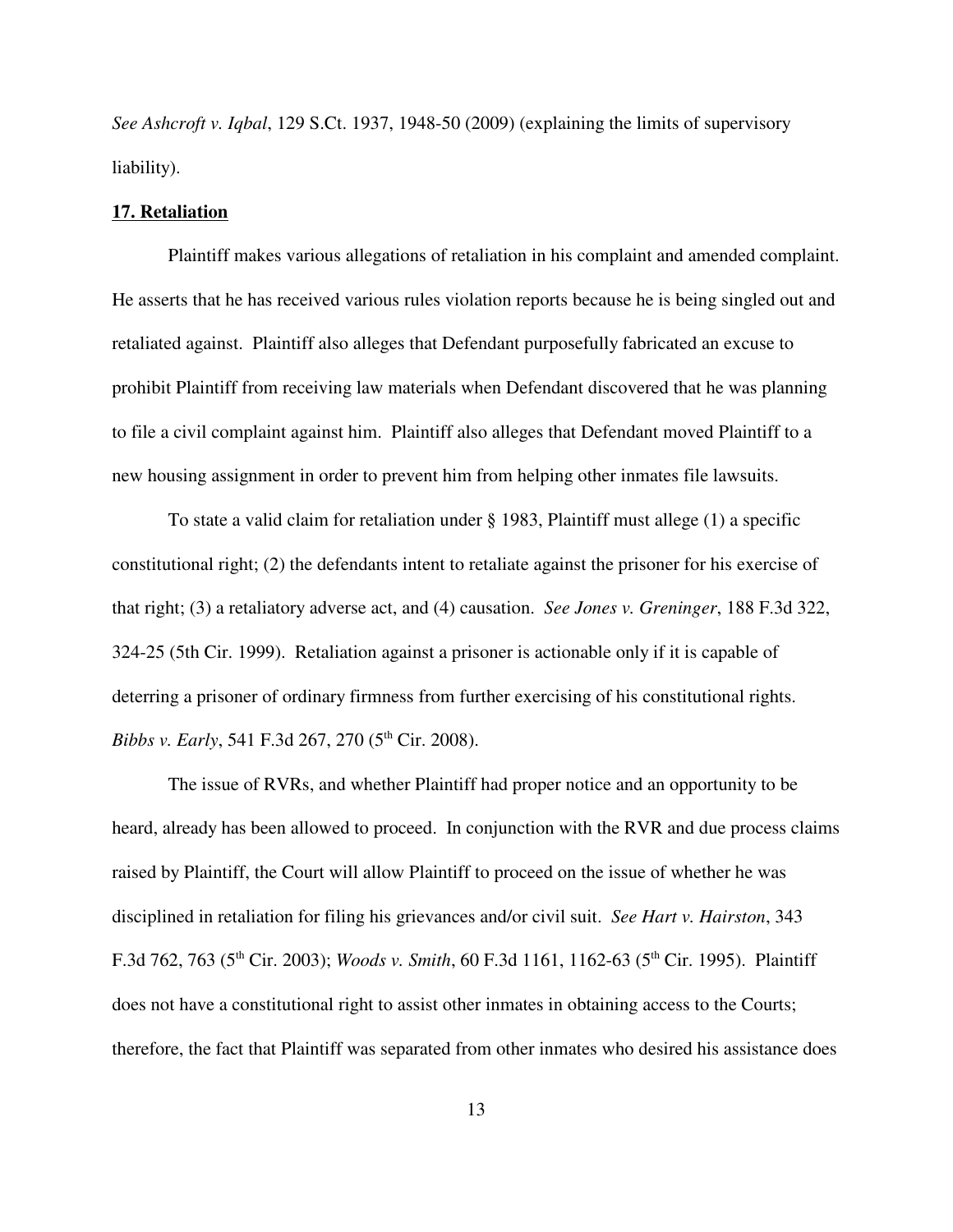*See Ashcroft v. Iqbal*, 129 S.Ct. 1937, 1948-50 (2009) (explaining the limits of supervisory liability).

**17. Retaliation**

Plaintiff makes various allegations of retaliation in his complaint and amended complaint. He asserts that he has received various rules violation reports because he is being singled out and retaliated against. Plaintiff also alleges that Defendant purposefully fabricated an excuse to prohibit Plaintiff from receiving law materials when Defendant discovered that he was planning to file a civil complaint against him. Plaintiff also alleges that Defendant moved Plaintiff to a new housing assignment in order to prevent him from helping other inmates file lawsuits.

To state a valid claim for retaliation under § 1983, Plaintiff must allege (1) a specific constitutional right; (2) the defendants intent to retaliate against the prisoner for his exercise of that right; (3) a retaliatory adverse act, and (4) causation. *See Jones v. Greninger*, 188 F.3d 322, 324-25 (5th Cir. 1999). Retaliation against a prisoner is actionable only if it is capable of deterring a prisoner of ordinary firmness from further exercising of his constitutional rights. *Bibbs v. Early*, 541 F.3d 267, 270 (5th Cir. 2008).

The issue of RVRs, and whether Plaintiff had proper notice and an opportunity to be heard, already has been allowed to proceed. In conjunction with the RVR and due process claims raised by Plaintiff, the Court will allow Plaintiff to proceed on the issue of whether he was disciplined in retaliation for filing his grievances and/or civil suit. *See Hart v. Hairston*, 343 F.3d 762, 763 (5th Cir. 2003); *Woods v. Smith*, 60 F.3d 1161, 1162-63 (5th Cir. 1995). Plaintiff does not have a constitutional right to assist other inmates in obtaining access to the Courts; therefore, the fact that Plaintiff was separated from other inmates who desired his assistance does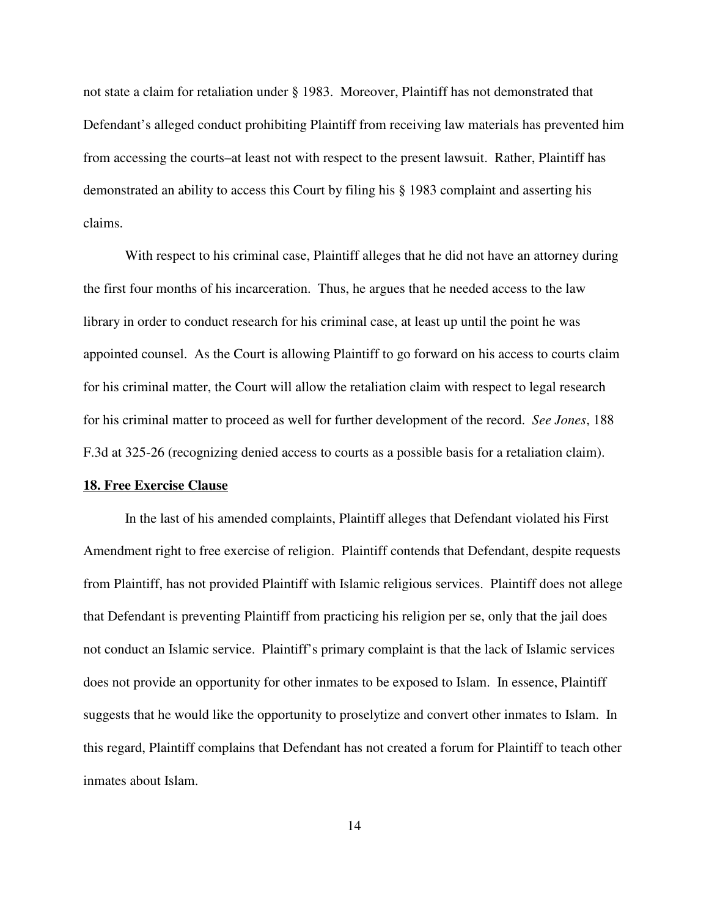not state a claim for retaliation under § 1983. Moreover, Plaintiff has not demonstrated that Defendant's alleged conduct prohibiting Plaintiff from receiving law materials has prevented him from accessing the courts–at least not with respect to the present lawsuit. Rather, Plaintiff has demonstrated an ability to access this Court by filing his § 1983 complaint and asserting his claims.

With respect to his criminal case, Plaintiff alleges that he did not have an attorney during the first four months of his incarceration. Thus, he argues that he needed access to the law library in order to conduct research for his criminal case, at least up until the point he was appointed counsel. As the Court is allowing Plaintiff to go forward on his access to courts claim for his criminal matter, the Court will allow the retaliation claim with respect to legal research for his criminal matter to proceed as well for further development of the record. *See Jones*, 188 F.3d at 325-26 (recognizing denied access to courts as a possible basis for a retaliation claim).

**18. Free Exercise Clause**

In the last of his amended complaints, Plaintiff alleges that Defendant violated his First Amendment right to free exercise of religion. Plaintiff contends that Defendant, despite requests from Plaintiff, has not provided Plaintiff with Islamic religious services. Plaintiff does not allege that Defendant is preventing Plaintiff from practicing his religion per se, only that the jail does not conduct an Islamic service. Plaintiff's primary complaint is that the lack of Islamic services does not provide an opportunity for other inmates to be exposed to Islam. In essence, Plaintiff suggests that he would like the opportunity to proselytize and convert other inmates to Islam. In this regard, Plaintiff complains that Defendant has not created a forum for Plaintiff to teach other inmates about Islam.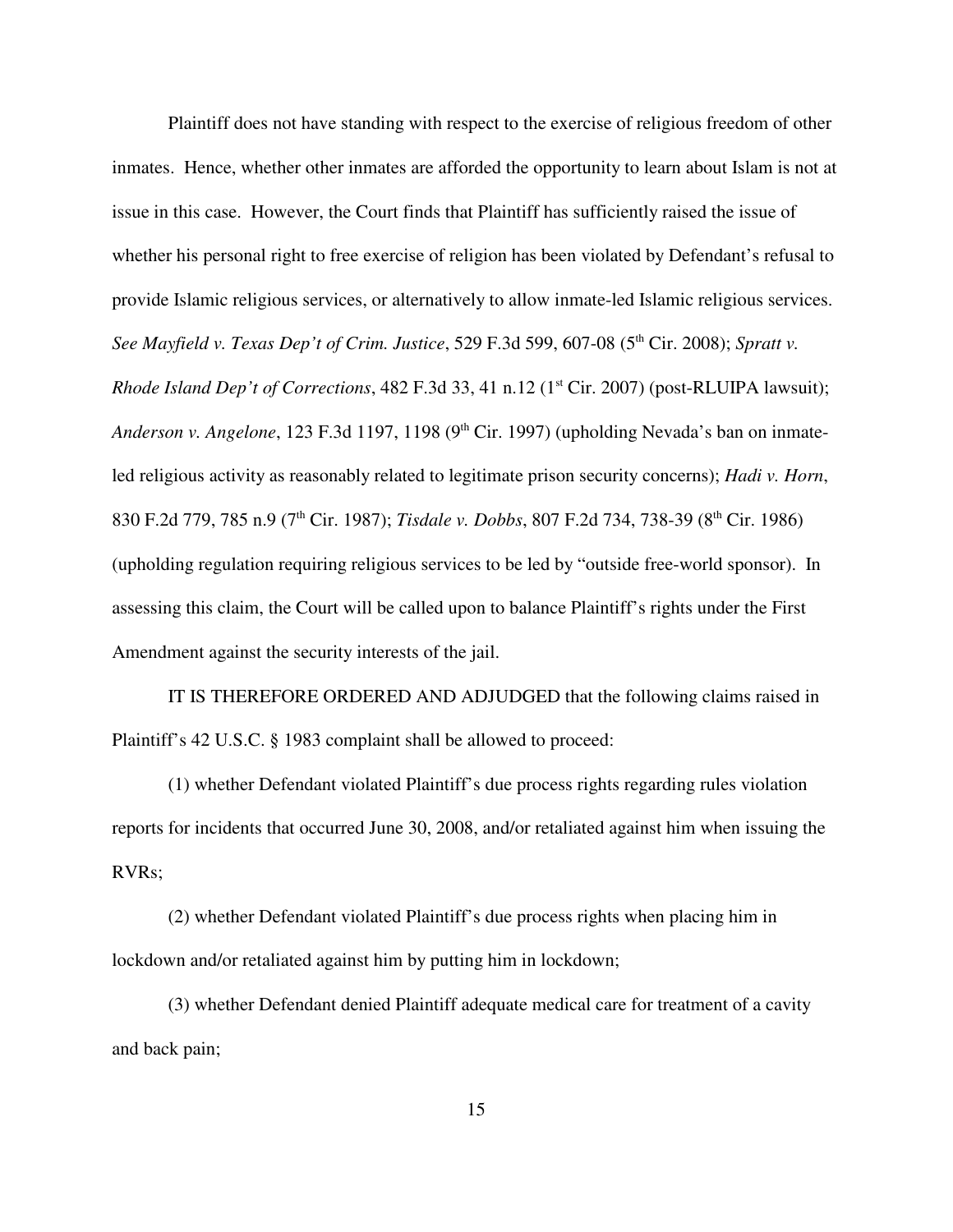Plaintiff does not have standing with respect to the exercise of religious freedom of other inmates. Hence, whether other inmates are afforded the opportunity to learn about Islam is not at issue in this case. However, the Court finds that Plaintiff has sufficiently raised the issue of whether his personal right to free exercise of religion has been violated by Defendant's refusal to provide Islamic religious services, or alternatively to allow inmate-led Islamic religious services. *See Mayfield v. Texas Dep't of Crim. Justice*, 529 F.3d 599, 607-08 (5th Cir. 2008); *Spratt v. Rhode Island Dep't of Corrections*, 482 F.3d 33, 41 n.12 (1st Cir. 2007) (post-RLUIPA lawsuit); *Anderson v. Angelone*, 123 F.3d 1197, 1198 (9th Cir. 1997) (upholding Nevada's ban on inmate-led religious activity as reasonably related to legitimate prison security concerns); *Hadi v. Horn*, 830 F.2d 779, 785 n.9 (7th Cir. 1987); *Tisdale v. Dobbs*, 807 F.2d 734, 738-39 (8th Cir. 1986) (upholding regulation requiring religious services to be led by "outside free-world sponsor). In assessing this claim, the Court will be called upon to balance Plaintiff's rights under the First Amendment against the security interests of the jail.

IT IS THEREFORE ORDERED AND ADJUDGED that the following claims raised in Plaintiff's 42 U.S.C. § 1983 complaint shall be allowed to proceed:

(1) whether Defendant violated Plaintiff's due process rights regarding rules violation reports for incidents that occurred June 30, 2008, and/or retaliated against him when issuing the RVRs;

(2) whether Defendant violated Plaintiff's due process rights when placing him in lockdown and/or retaliated against him by putting him in lockdown;

(3) whether Defendant denied Plaintiff adequate medical care for treatment of a cavity and back pain;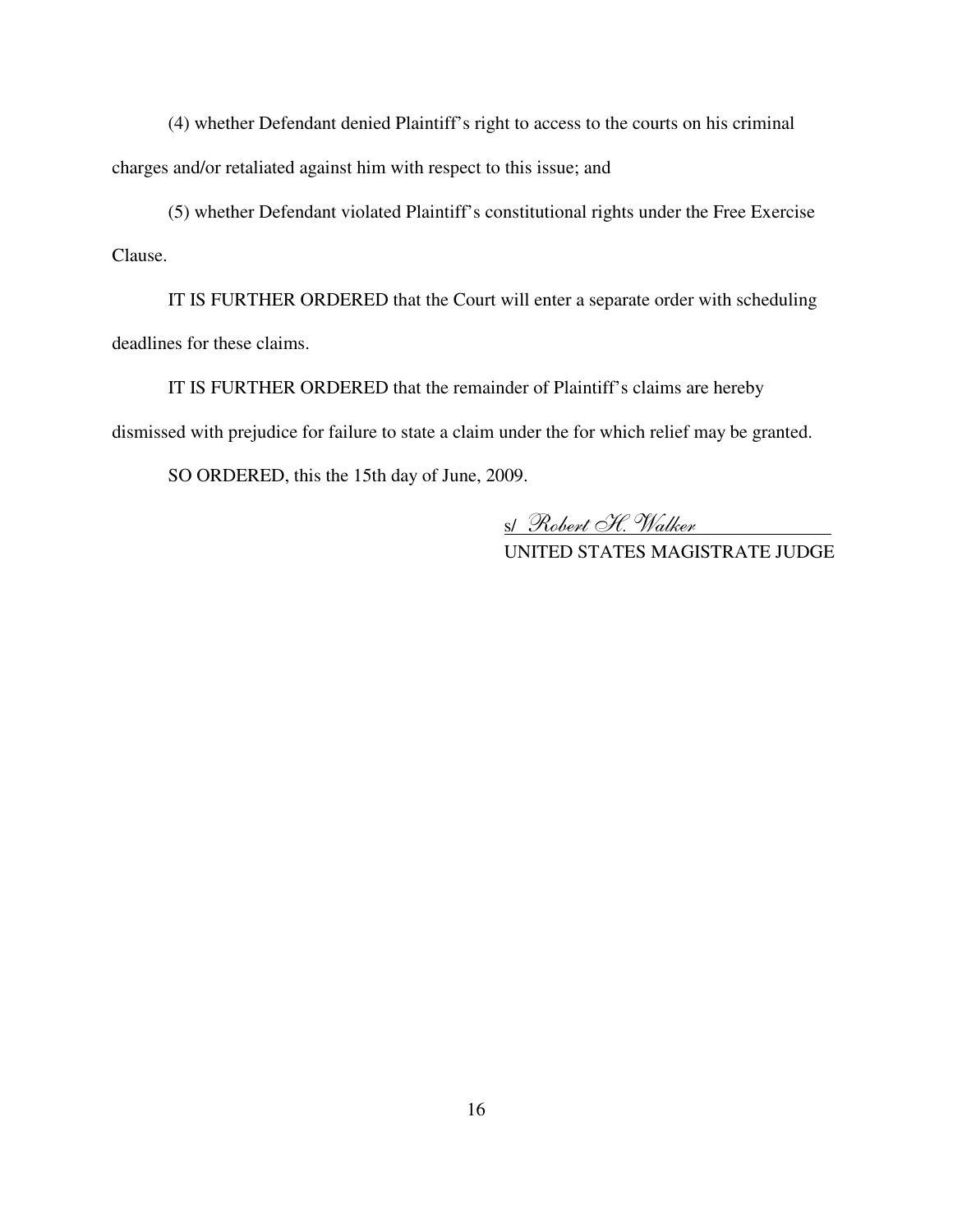(4) whether Defendant denied Plaintiff's right to access to the courts on his criminal charges and/or retaliated against him with respect to this issue; and

(5) whether Defendant violated Plaintiff's constitutional rights under the Free Exercise Clause.

IT IS FURTHER ORDERED that the Court will enter a separate order with scheduling deadlines for these claims.

IT IS FURTHER ORDERED that the remainder of Plaintiff's claims are hereby dismissed with prejudice for failure to state a claim under the for which relief may be granted.

SO ORDERED, this the 15th day of June, 2009.

s/ *Robert H. Walker*
UNITED STATES MAGISTRATE JUDGE